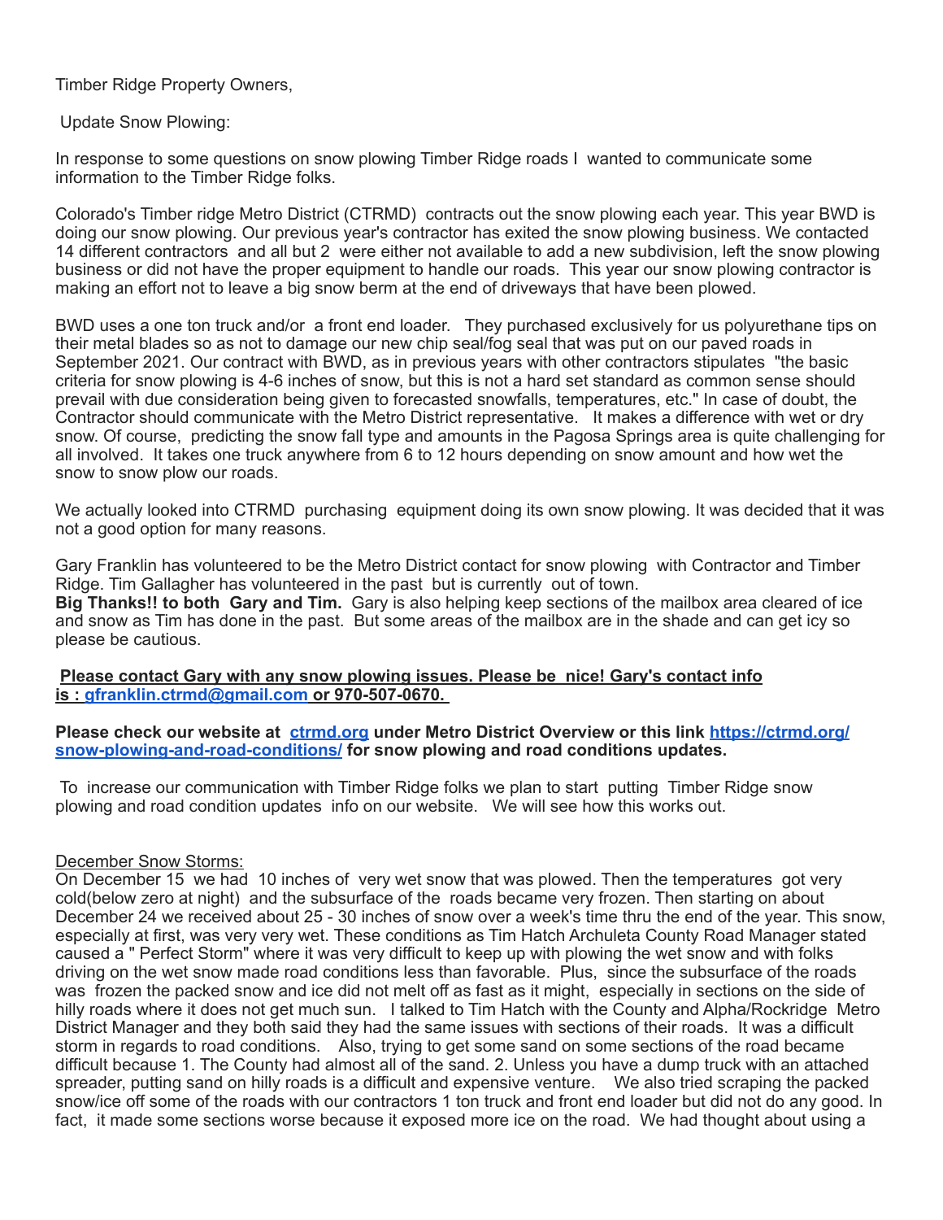Timber Ridge Property Owners,

Update Snow Plowing:

In response to some questions on snow plowing Timber Ridge roads I wanted to communicate some information to the Timber Ridge folks.

Colorado's Timber ridge Metro District (CTRMD) contracts out the snow plowing each year. This year BWD is doing our snow plowing. Our previous year's contractor has exited the snow plowing business. We contacted 14 different contractors and all but 2 were either not available to add a new subdivision, left the snow plowing business or did not have the proper equipment to handle our roads. This year our snow plowing contractor is making an effort not to leave a big snow berm at the end of driveways that have been plowed.

BWD uses a one ton truck and/or a front end loader. They purchased exclusively for us polyurethane tips on their metal blades so as not to damage our new chip seal/fog seal that was put on our paved roads in September 2021. Our contract with BWD, as in previous years with other contractors stipulates "the basic criteria for snow plowing is 4-6 inches of snow, but this is not a hard set standard as common sense should prevail with due consideration being given to forecasted snowfalls, temperatures, etc." In case of doubt, the Contractor should communicate with the Metro District representative. It makes a difference with wet or dry snow. Of course, predicting the snow fall type and amounts in the Pagosa Springs area is quite challenging for all involved. It takes one truck anywhere from 6 to 12 hours depending on snow amount and how wet the snow to snow plow our roads.

We actually looked into CTRMD purchasing equipment doing its own snow plowing. It was decided that it was not a good option for many reasons.

Gary Franklin has volunteered to be the Metro District contact for snow plowing with Contractor and Timber Ridge. Tim Gallagher has volunteered in the past but is currently out of town.
**Big Thanks!! to both Gary and Tim.** Gary is also helping keep sections of the mailbox area cleared of ice and snow as Tim has done in the past. But some areas of the mailbox are in the shade and can get icy so please be cautious.

**Please contact Gary with any snow plowing issues. Please be nice! Gary's contact info is : gfranklin.ctrmd@gmail.com or 970-507-0670.**

**Please check our website at ctrmd.org under Metro District Overview or this link https://ctrmd.org/snow-plowing-and-road-conditions/ for snow plowing and road conditions updates.**

To increase our communication with Timber Ridge folks we plan to start putting Timber Ridge snow plowing and road condition updates info on our website. We will see how this works out.

December Snow Storms:
On December 15 we had 10 inches of very wet snow that was plowed. Then the temperatures got very cold(below zero at night) and the subsurface of the roads became very frozen. Then starting on about December 24 we received about 25 - 30 inches of snow over a week's time thru the end of the year. This snow, especially at first, was very very wet. These conditions as Tim Hatch Archuleta County Road Manager stated caused a " Perfect Storm" where it was very difficult to keep up with plowing the wet snow and with folks driving on the wet snow made road conditions less than favorable. Plus, since the subsurface of the roads was frozen the packed snow and ice did not melt off as fast as it might, especially in sections on the side of hilly roads where it does not get much sun. I talked to Tim Hatch with the County and Alpha/Rockridge Metro District Manager and they both said they had the same issues with sections of their roads. It was a difficult storm in regards to road conditions. Also, trying to get some sand on some sections of the road became difficult because 1. The County had almost all of the sand. 2. Unless you have a dump truck with an attached spreader, putting sand on hilly roads is a difficult and expensive venture. We also tried scraping the packed snow/ice off some of the roads with our contractors 1 ton truck and front end loader but did not do any good. In fact, it made some sections worse because it exposed more ice on the road. We had thought about using a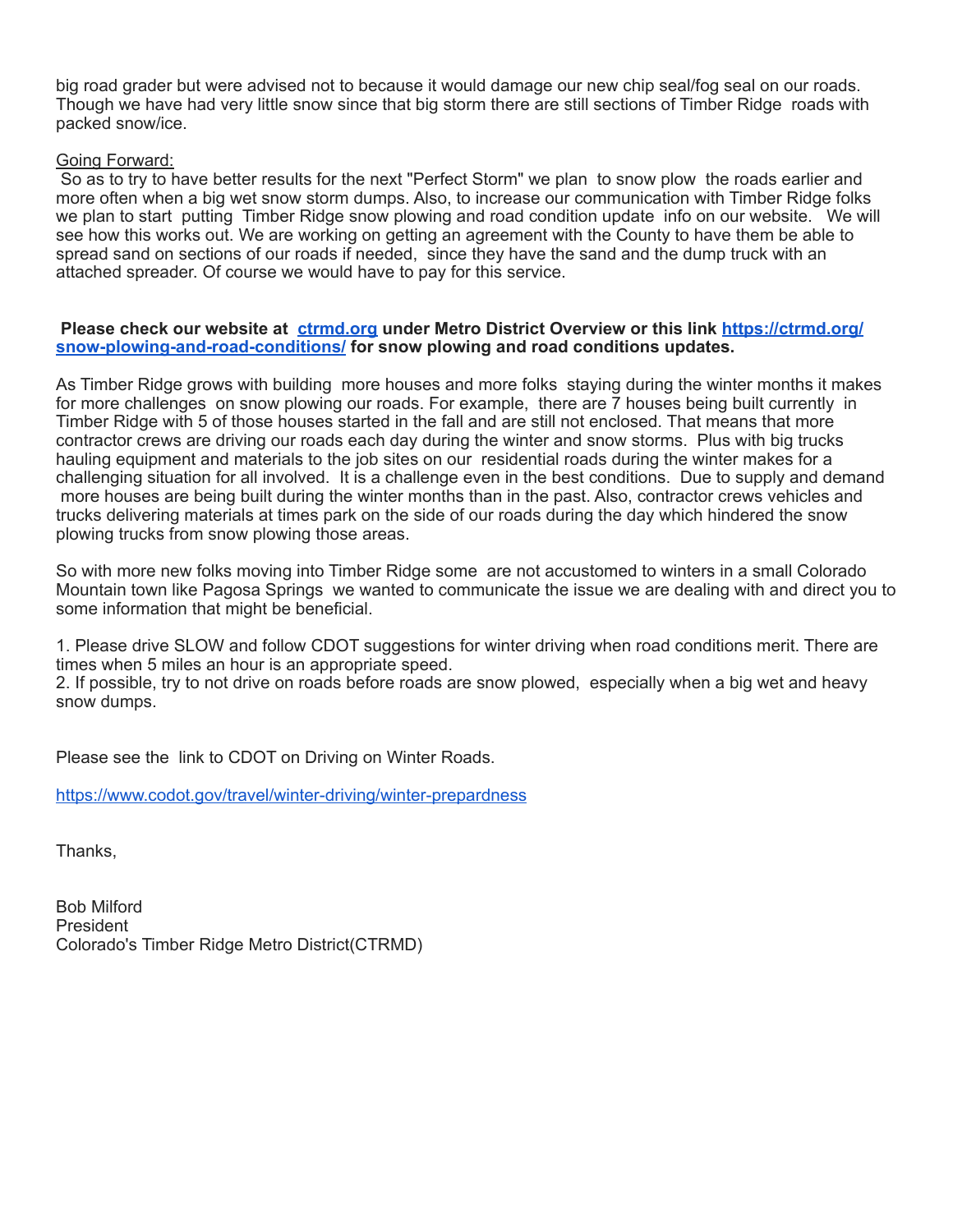big road grader but were advised not to because it would damage our new chip seal/fog seal on our roads. Though we have had very little snow since that big storm there are still sections of Timber Ridge roads with packed snow/ice.

Going Forward:

So as to try to have better results for the next "Perfect Storm" we plan to snow plow the roads earlier and more often when a big wet snow storm dumps. Also, to increase our communication with Timber Ridge folks we plan to start putting Timber Ridge snow plowing and road condition update info on our website. We will see how this works out. We are working on getting an agreement with the County to have them be able to spread sand on sections of our roads if needed, since they have the sand and the dump truck with an attached spreader. Of course we would have to pay for this service.

**Please check our website at [ctrmd.org](https://ctrmd.org) under Metro District Overview or this link [https://ctrmd.org/snow-plowing-and-road-conditions/](https://ctrmd.org/snow-plowing-and-road-conditions/) for snow plowing and road conditions updates.**

As Timber Ridge grows with building more houses and more folks staying during the winter months it makes for more challenges on snow plowing our roads. For example, there are 7 houses being built currently in Timber Ridge with 5 of those houses started in the fall and are still not enclosed. That means that more contractor crews are driving our roads each day during the winter and snow storms. Plus with big trucks hauling equipment and materials to the job sites on our residential roads during the winter makes for a challenging situation for all involved. It is a challenge even in the best conditions. Due to supply and demand more houses are being built during the winter months than in the past. Also, contractor crews vehicles and trucks delivering materials at times park on the side of our roads during the day which hindered the snow plowing trucks from snow plowing those areas.

So with more new folks moving into Timber Ridge some are not accustomed to winters in a small Colorado Mountain town like Pagosa Springs we wanted to communicate the issue we are dealing with and direct you to some information that might be beneficial.

1. Please drive SLOW and follow CDOT suggestions for winter driving when road conditions merit. There are times when 5 miles an hour is an appropriate speed.
2. If possible, try to not drive on roads before roads are snow plowed, especially when a big wet and heavy snow dumps.

Please see the link to CDOT on Driving on Winter Roads.

[https://www.codot.gov/travel/winter-driving/winter-prepardness](https://www.codot.gov/travel/winter-driving/winter-prepardness)

Thanks,

Bob Milford
President
Colorado's Timber Ridge Metro District(CTRMD)